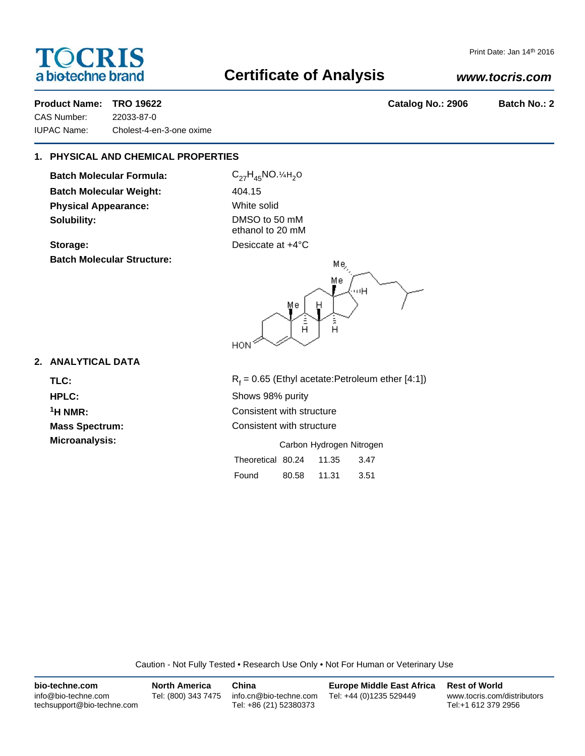TOCRIS
a biotechne brand

Print Date: Jan 14th 2016

# Certificate of Analysis

***www.tocris.com***

**Product Name: TRO 19622** **Catalog No.: 2906** **Batch No.: 2**

CAS Number: 22033-87-0

IUPAC Name: Cholest-4-en-3-one oxime

## 1. PHYSICAL AND CHEMICAL PROPERTIES

**Batch Molecular Formula:** $C_{27}H_{45}NO.¼H_2O$

**Batch Molecular Weight:** 404.15

**Physical Appearance:** White solid

**Solubility:** DMSO to 50 mM
ethanol to 20 mM

**Storage:** Desiccate at +4°C

**Batch Molecular Structure:**

## 2. ANALYTICAL DATA

**TLC:** $R_f$ = 0.65 (Ethyl acetate:Petroleum ether [4:1])

**HPLC:** Shows 98% purity

**$^1$H NMR:** Consistent with structure

**Mass Spectrum:** Consistent with structure

**Microanalysis:**

| | Carbon | Hydrogen | Nitrogen |
|---|---|---|---|
| Theoretical | 80.24 | 11.35 | 3.47 |
| Found | 80.58 | 11.31 | 3.51 |

Caution - Not Fully Tested • Research Use Only • Not For Human or Veterinary Use

**bio-techne.com**
info@bio-techne.com
techsupport@bio-techne.com

**North America**
Tel: (800) 343 7475

**China**
info.cn@bio-techne.com
Tel: +86 (21) 52380373

**Europe Middle East Africa**
Tel: +44 (0)1235 529449

**Rest of World**
www.tocris.com/distributors
Tel:+1 612 379 2956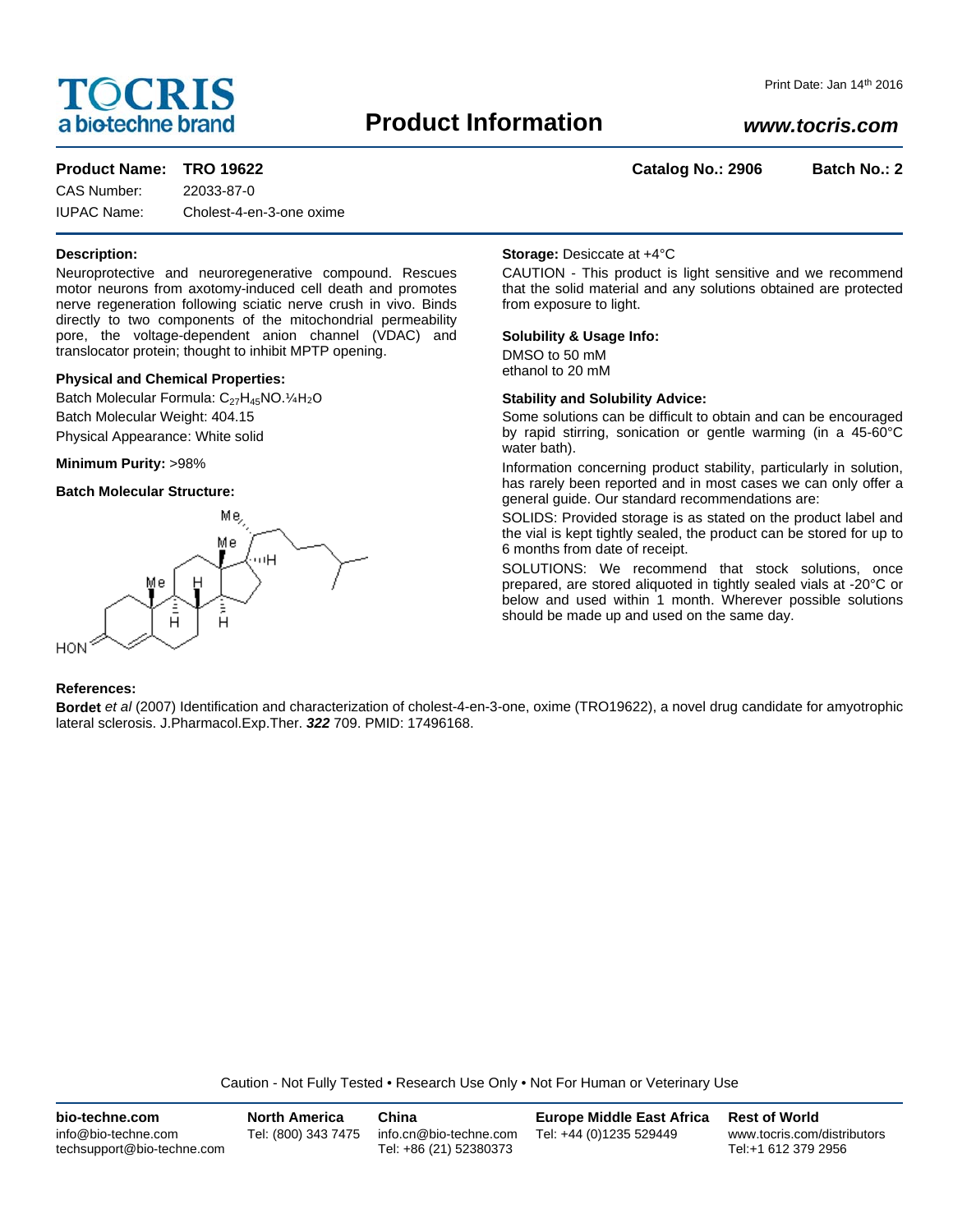# TOCRIS

a biotechne brand

Print Date: Jan 14th 2016

# Product Information

www.tocris.com

**Product Name: TRO 19622** **Catalog No.: 2906** **Batch No.: 2**

CAS Number: 22033-87-0

IUPAC Name: Cholest-4-en-3-one oxime

**Description:**

Neuroprotective and neuroregenerative compound. Rescues motor neurons from axotomy-induced cell death and promotes nerve regeneration following sciatic nerve crush in vivo. Binds directly to two components of the mitochondrial permeability pore, the voltage-dependent anion channel (VDAC) and translocator protein; thought to inhibit MPTP opening.

**Physical and Chemical Properties:**

Batch Molecular Formula: $C_{27}H_{45}NO.{}^{1}\!/\!_{4}H_2O$

Batch Molecular Weight: 404.15

Physical Appearance: White solid

**Minimum Purity:** >98%

**Batch Molecular Structure:**

Me
Me
H
Me H
H H
HON

**Storage:** Desiccate at +4°C

CAUTION - This product is light sensitive and we recommend that the solid material and any solutions obtained are protected from exposure to light.

**Solubility & Usage Info:**

DMSO to 50 mM

ethanol to 20 mM

**Stability and Solubility Advice:**

Some solutions can be difficult to obtain and can be encouraged by rapid stirring, sonication or gentle warming (in a 45-60°C water bath).

Information concerning product stability, particularly in solution, has rarely been reported and in most cases we can only offer a general guide. Our standard recommendations are:

SOLIDS: Provided storage is as stated on the product label and the vial is kept tightly sealed, the product can be stored for up to 6 months from date of receipt.

SOLUTIONS: We recommend that stock solutions, once prepared, are stored aliquoted in tightly sealed vials at -20°C or below and used within 1 month. Wherever possible solutions should be made up and used on the same day.

**References:**

**Bordet** *et al* (2007) Identification and characterization of cholest-4-en-3-one, oxime (TRO19622), a novel drug candidate for amyotrophic lateral sclerosis. J.Pharmacol.Exp.Ther. ***322*** 709. PMID: 17496168.

Caution - Not Fully Tested • Research Use Only • Not For Human or Veterinary Use

**bio-techne.com**
info@bio-techne.com
techsupport@bio-techne.com

**North America**
Tel: (800) 343 7475

**China**
info.cn@bio-techne.com
Tel: +86 (21) 52380373

**Europe Middle East Africa**
Tel: +44 (0)1235 529449

**Rest of World**
www.tocris.com/distributors
Tel:+1 612 379 2956